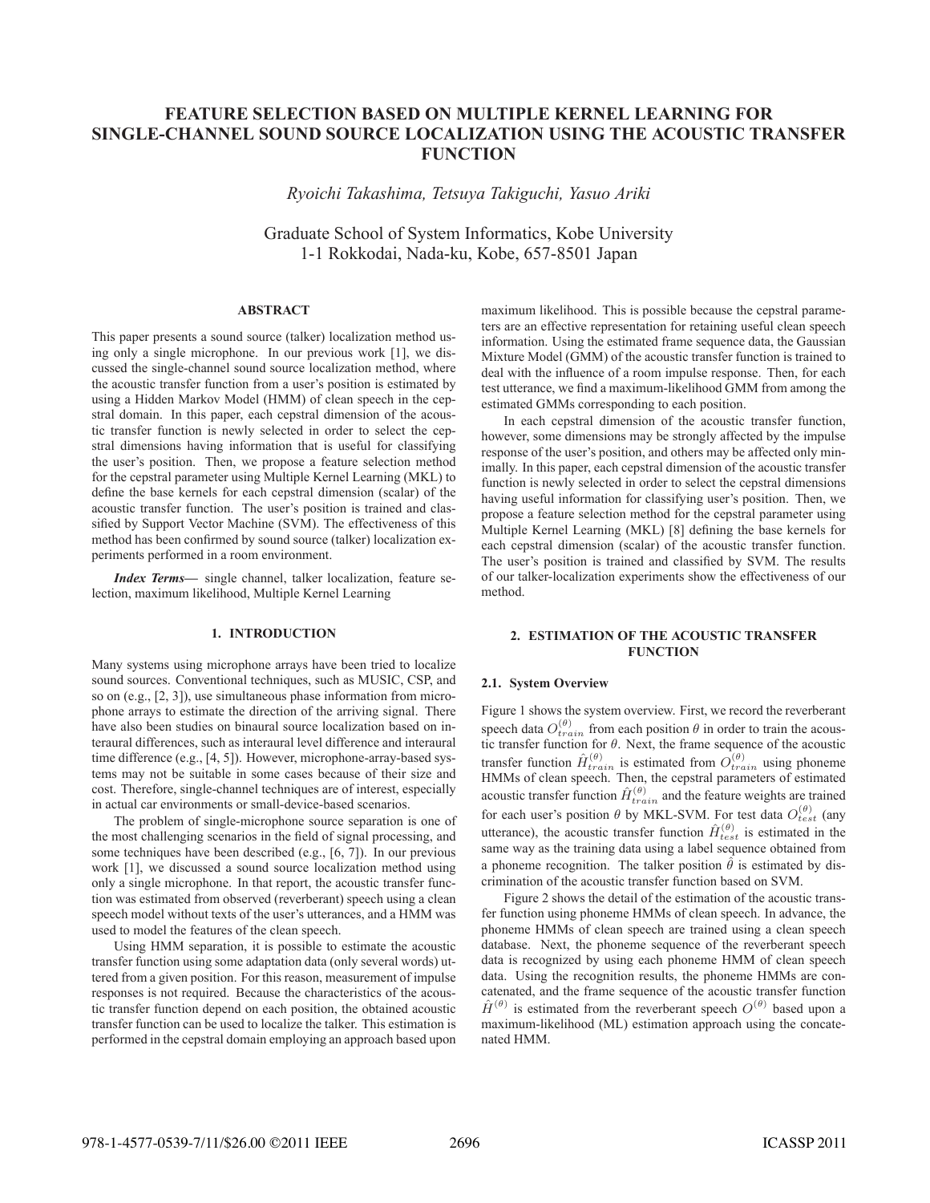# FEATURE SELECTION BASED ON MULTIPLE KERNEL LEARNING FOR SINGLE-CHANNEL SOUND SOURCE LOCALIZATION USING THE ACOUSTIC TRANSFER FUNCTION

*Ryoichi Takashima, Tetsuya Takiguchi, Yasuo Ariki*

Graduate School of System Informatics, Kobe University
1-1 Rokkodai, Nada-ku, Kobe, 657-8501 Japan

## ABSTRACT

This paper presents a sound source (talker) localization method using only a single microphone. In our previous work [1], we discussed the single-channel sound source localization method, where the acoustic transfer function from a user's position is estimated by using a Hidden Markov Model (HMM) of clean speech in the cepstral domain. In this paper, each cepstral dimension of the acoustic transfer function is newly selected in order to select the cepstral dimensions having information that is useful for classifying the user's position. Then, we propose a feature selection method for the cepstral parameter using Multiple Kernel Learning (MKL) to define the base kernels for each cepstral dimension (scalar) of the acoustic transfer function. The user's position is trained and classified by Support Vector Machine (SVM). The effectiveness of this method has been confirmed by sound source (talker) localization experiments performed in a room environment.

***Index Terms***— single channel, talker localization, feature selection, maximum likelihood, Multiple Kernel Learning

## 1. INTRODUCTION

Many systems using microphone arrays have been tried to localize sound sources. Conventional techniques, such as MUSIC, CSP, and so on (e.g., [2, 3]), use simultaneous phase information from microphone arrays to estimate the direction of the arriving signal. There have also been studies on binaural source localization based on interaural differences, such as interaural level difference and interaural time difference (e.g., [4, 5]). However, microphone-array-based systems may not be suitable in some cases because of their size and cost. Therefore, single-channel techniques are of interest, especially in actual car environments or small-device-based scenarios.

The problem of single-microphone source separation is one of the most challenging scenarios in the field of signal processing, and some techniques have been described (e.g., [6, 7]). In our previous work [1], we discussed a sound source localization method using only a single microphone. In that report, the acoustic transfer function was estimated from observed (reverberant) speech using a clean speech model without texts of the user's utterances, and a HMM was used to model the features of the clean speech.

Using HMM separation, it is possible to estimate the acoustic transfer function using some adaptation data (only several words) uttered from a given position. For this reason, measurement of impulse responses is not required. Because the characteristics of the acoustic transfer function depend on each position, the obtained acoustic transfer function can be used to localize the talker. This estimation is performed in the cepstral domain employing an approach based upon maximum likelihood. This is possible because the cepstral parameters are an effective representation for retaining useful clean speech information. Using the estimated frame sequence data, the Gaussian Mixture Model (GMM) of the acoustic transfer function is trained to deal with the influence of a room impulse response. Then, for each test utterance, we find a maximum-likelihood GMM from among the estimated GMMs corresponding to each position.

In each cepstral dimension of the acoustic transfer function, however, some dimensions may be strongly affected by the impulse response of the user's position, and others may be affected only minimally. In this paper, each cepstral dimension of the acoustic transfer function is newly selected in order to select the cepstral dimensions having useful information for classifying user's position. Then, we propose a feature selection method for the cepstral parameter using Multiple Kernel Learning (MKL) [8] defining the base kernels for each cepstral dimension (scalar) of the acoustic transfer function. The user's position is trained and classified by SVM. The results of our talker-localization experiments show the effectiveness of our method.

## 2. ESTIMATION OF THE ACOUSTIC TRANSFER FUNCTION

### 2.1. System Overview

Figure 1 shows the system overview. First, we record the reverberant speech data $O^{(\theta)}_{train}$ from each position $\theta$ in order to train the acoustic transfer function for $\theta$. Next, the frame sequence of the acoustic transfer function $\hat{H}^{(\theta)}_{train}$ is estimated from $O^{(\theta)}_{train}$ using phoneme HMMs of clean speech. Then, the cepstral parameters of estimated acoustic transfer function $\hat{H}^{(\theta)}_{train}$ and the feature weights are trained for each user's position $\theta$ by MKL-SVM. For test data $O^{(\theta)}_{test}$ (any utterance), the acoustic transfer function $\hat{H}^{(\theta)}_{test}$ is estimated in the same way as the training data using a label sequence obtained from a phoneme recognition. The talker position $\hat{\theta}$ is estimated by discrimination of the acoustic transfer function based on SVM.

Figure 2 shows the detail of the estimation of the acoustic transfer function using phoneme HMMs of clean speech. In advance, the phoneme HMMs of clean speech are trained using a clean speech database. Next, the phoneme sequence of the reverberant speech data is recognized by using each phoneme HMM of clean speech data. Using the recognition results, the phoneme HMMs are concatenated, and the frame sequence of the acoustic transfer function $\hat{H}^{(\theta)}$ is estimated from the reverberant speech $O^{(\theta)}$ based upon a maximum-likelihood (ML) estimation approach using the concatenated HMM.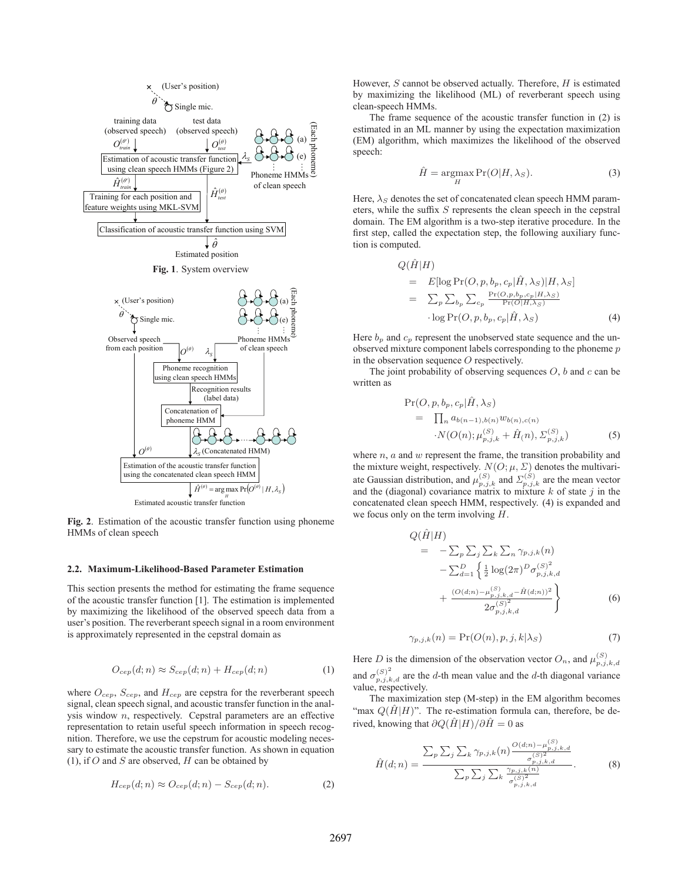**Fig. 1**. System overview

**Fig. 2**. Estimation of the acoustic transfer function using phoneme HMMs of clean speech

### 2.2. Maximum-Likelihood-Based Parameter Estimation

This section presents the method for estimating the frame sequence of the acoustic transfer function [1]. The estimation is implemented by maximizing the likelihood of the observed speech data from a user's position. The reverberant speech signal in a room environment is approximately represented in the cepstral domain as

$$O_{cep}(d;n) \approx S_{cep}(d;n) + H_{cep}(d;n) \tag{1}$$

where $O_{cep}$, $S_{cep}$, and $H_{cep}$ are cepstra for the reverberant speech signal, clean speech signal, and acoustic transfer function in the analysis window $n$, respectively. Cepstral parameters are an effective representation to retain useful speech information in speech recognition. Therefore, we use the cepstrum for acoustic modeling necessary to estimate the acoustic transfer function. As shown in equation (1), if $O$ and $S$ are observed, $H$ can be obtained by

$$H_{cep}(d;n) \approx O_{cep}(d;n) - S_{cep}(d;n). \tag{2}$$

However, $S$ cannot be observed actually. Therefore, $H$ is estimated by maximizing the likelihood (ML) of reverberant speech using clean-speech HMMs.

The frame sequence of the acoustic transfer function in (2) is estimated in an ML manner by using the expectation maximization (EM) algorithm, which maximizes the likelihood of the observed speech:

$$\hat{H} = \underset{H}{\operatorname{argmax}} \Pr(O|H, \lambda_S). \tag{3}$$

Here, $\lambda_S$ denotes the set of concatenated clean speech HMM parameters, while the suffix $S$ represents the clean speech in the cepstral domain. The EM algorithm is a two-step iterative procedure. In the first step, called the expectation step, the following auxiliary function is computed.

$$\begin{aligned} Q(\hat{H}|H) &= E[\log \Pr(O, p, b_p, c_p|\hat{H}, \lambda_S)|H, \lambda_S] \\ &= \sum_p \sum_{b_p} \sum_{c_p} \frac{\Pr(O, p, b_p, c_p|H, \lambda_S)}{\Pr(O|H, \lambda_S)} \\ &\quad \cdot \log \Pr(O, p, b_p, c_p|\hat{H}, \lambda_S) \end{aligned} \tag{4}$$

Here $b_p$ and $c_p$ represent the unobserved state sequence and the unobserved mixture component labels corresponding to the phoneme $p$ in the observation sequence $O$ respectively.

The joint probability of observing sequences $O$, $b$ and $c$ can be written as

$$\begin{aligned} \Pr(O, p, b_p, c_p|\hat{H}, \lambda_S) &= \prod_n a_{b(n-1), b(n)} w_{b(n), c(n)} \\ &\quad \cdot N(O(n); \mu_{p,j,k}^{(S)} + \hat{H}(n), \Sigma_{p,j,k}^{(S)}) \end{aligned} \tag{5}$$

where $n$, $a$ and $w$ represent the frame, the transition probability and the mixture weight, respectively. $N(O; \mu, \Sigma)$ denotes the multivariate Gaussian distribution, and $\mu_{p,j,k}^{(S)}$ and $\Sigma_{p,j,k}^{(S)}$ are the mean vector and the (diagonal) covariance matrix to mixture $k$ of state $j$ in the concatenated clean speech HMM, respectively. (4) is expanded and we focus only on the term involving $H$.

$$\begin{aligned} Q(\hat{H}|H) &= -\sum_p \sum_j \sum_k \sum_n \gamma_{p,j,k}(n) \\ &\quad - \sum_{d=1}^{D} \left\{ \frac{1}{2} \log(2\pi)^D \sigma_{p,j,k,d}^{(S)^2} \right. \\ &\quad \left. + \frac{(O(d;n) - \mu_{p,j,k,d}^{(S)} - \hat{H}(d;n))^2}{2\sigma_{p,j,k,d}^{(S)^2}} \right\} \end{aligned} \tag{6}$$

$$\gamma_{p,j,k}(n) = \Pr(O(n), p, j, k|\lambda_S) \tag{7}$$

Here $D$ is the dimension of the observation vector $O_n$, and $\mu_{p,j,k,d}^{(S)}$ and $\sigma_{p,j,k,d}^{(S)^2}$ are the $d$-th mean value and the $d$-th diagonal variance value, respectively.

The maximization step (M-step) in the EM algorithm becomes "max $Q(\hat{H}|H)$". The re-estimation formula can, therefore, be derived, knowing that $\partial Q(\hat{H}|H)/\partial \hat{H} = 0$ as

$$\hat{H}(d;n) = \frac{\sum_p \sum_j \sum_k \gamma_{p,j,k}(n) \frac{O(d;n) - \mu_{p,j,k,d}^{(S)}}{\sigma_{p,j,k,d}^{(S)^2}}}{\sum_p \sum_j \sum_k \frac{\gamma_{p,j,k}(n)}{\sigma_{p,j,k,d}^{(S)^2}}}. \tag{8}$$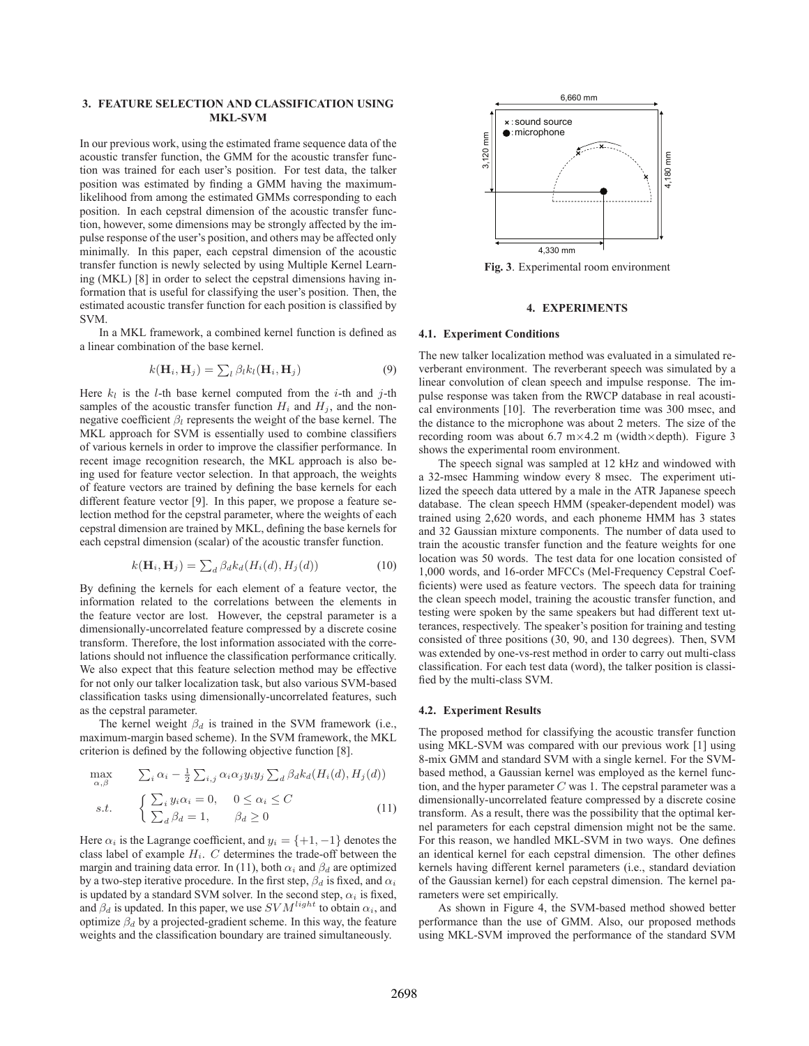## 3. FEATURE SELECTION AND CLASSIFICATION USING MKL-SVM

In our previous work, using the estimated frame sequence data of the acoustic transfer function, the GMM for the acoustic transfer function was trained for each user's position. For test data, the talker position was estimated by finding a GMM having the maximum-likelihood from among the estimated GMMs corresponding to each position. In each cepstral dimension of the acoustic transfer function, however, some dimensions may be strongly affected by the impulse response of the user's position, and others may be affected only minimally. In this paper, each cepstral dimension of the acoustic transfer function is newly selected by using Multiple Kernel Learning (MKL) [8] in order to select the cepstral dimensions having information that is useful for classifying the user's position. Then, the estimated acoustic transfer function for each position is classified by SVM.

In a MKL framework, a combined kernel function is defined as a linear combination of the base kernel.

$$k(\mathbf{H}_i, \mathbf{H}_j) = \sum_l \beta_l k_l(\mathbf{H}_i, \mathbf{H}_j) \tag{9}$$

Here $k_l$ is the $l$-th base kernel computed from the $i$-th and $j$-th samples of the acoustic transfer function $H_i$ and $H_j$, and the non-negative coefficient $\beta_l$ represents the weight of the base kernel. The MKL approach for SVM is essentially used to combine classifiers of various kernels in order to improve the classifier performance. In recent image recognition research, the MKL approach is also being used for feature vector selection. In that approach, the weights of feature vectors are trained by defining the base kernels for each different feature vector [9]. In this paper, we propose a feature selection method for the cepstral parameter, where the weights of each cepstral dimension are trained by MKL, defining the base kernels for each cepstral dimension (scalar) of the acoustic transfer function.

$$k(\mathbf{H}_i, \mathbf{H}_j) = \sum_d \beta_d k_d(H_i(d), H_j(d)) \tag{10}$$

By defining the kernels for each element of a feature vector, the information related to the correlations between the elements in the feature vector are lost. However, the cepstral parameter is a dimensionally-uncorrelated feature compressed by a discrete cosine transform. Therefore, the lost information associated with the correlations should not influence the classification performance critically. We also expect that this feature selection method may be effective for not only our talker localization task, but also various SVM-based classification tasks using dimensionally-uncorrelated features, such as the cepstral parameter.

The kernel weight $\beta_d$ is trained in the SVM framework (i.e., maximum-margin based scheme). In the SVM framework, the MKL criterion is defined by the following objective function [8].

$$\begin{aligned} \max_{\alpha,\beta} \quad & \sum_i \alpha_i - \frac{1}{2}\sum_{i,j} \alpha_i \alpha_j y_i y_j \sum_d \beta_d k_d(H_i(d), H_j(d)) \\ s.t. \quad & \begin{cases} \sum_i y_i \alpha_i = 0, & 0 \le \alpha_i \le C \\ \sum_d \beta_d = 1, & \beta_d \ge 0 \end{cases} \end{aligned} \tag{11}$$

Here $\alpha_i$ is the Lagrange coefficient, and $y_i = \{+1, -1\}$ denotes the class label of example $H_i$. $C$ determines the trade-off between the margin and training data error. In (11), both $\alpha_i$ and $\beta_d$ are optimized by a two-step iterative procedure. In the first step, $\beta_d$ is fixed, and $\alpha_i$ is updated by a standard SVM solver. In the second step, $\alpha_i$ is fixed, and $\beta_d$ is updated. In this paper, we use $SVM^{light}$ to obtain $\alpha_i$, and optimize $\beta_d$ by a projected-gradient scheme. In this way, the feature weights and the classification boundary are trained simultaneously.

**Fig. 3**. Experimental room environment

## 4. EXPERIMENTS

### 4.1. Experiment Conditions

The new talker localization method was evaluated in a simulated reverberant environment. The reverberant speech was simulated by a linear convolution of clean speech and impulse response. The impulse response was taken from the RWCP database in real acoustical environments [10]. The reverberation time was 300 msec, and the distance to the microphone was about 2 meters. The size of the recording room was about 6.7 m×4.2 m (width×depth). Figure 3 shows the experimental room environment.

The speech signal was sampled at 12 kHz and windowed with a 32-msec Hamming window every 8 msec. The experiment utilized the speech data uttered by a male in the ATR Japanese speech database. The clean speech HMM (speaker-dependent model) was trained using 2,620 words, and each phoneme HMM has 3 states and 32 Gaussian mixture components. The number of data used to train the acoustic transfer function and the feature weights for one location was 50 words. The test data for one location consisted of 1,000 words, and 16-order MFCCs (Mel-Frequency Cepstral Coefficients) were used as feature vectors. The speech data for training the clean speech model, training the acoustic transfer function, and testing were spoken by the same speakers but had different text utterances, respectively. The speaker's position for training and testing consisted of three positions (30, 90, and 130 degrees). Then, SVM was extended by one-vs-rest method in order to carry out multi-class classification. For each test data (word), the talker position is classified by the multi-class SVM.

### 4.2. Experiment Results

The proposed method for classifying the acoustic transfer function using MKL-SVM was compared with our previous work [1] using 8-mix GMM and standard SVM with a single kernel. For the SVM-based method, a Gaussian kernel was employed as the kernel function, and the hyper parameter $C$ was 1. The cepstral parameter was a dimensionally-uncorrelated feature compressed by a discrete cosine transform. As a result, there was the possibility that the optimal kernel parameters for each cepstral dimension might not be the same. For this reason, we handled MKL-SVM in two ways. One defines an identical kernel for each cepstral dimension. The other defines kernels having different kernel parameters (i.e., standard deviation of the Gaussian kernel) for each cepstral dimension. The kernel parameters were set empirically.

As shown in Figure 4, the SVM-based method showed better performance than the use of GMM. Also, our proposed methods using MKL-SVM improved the performance of the standard SVM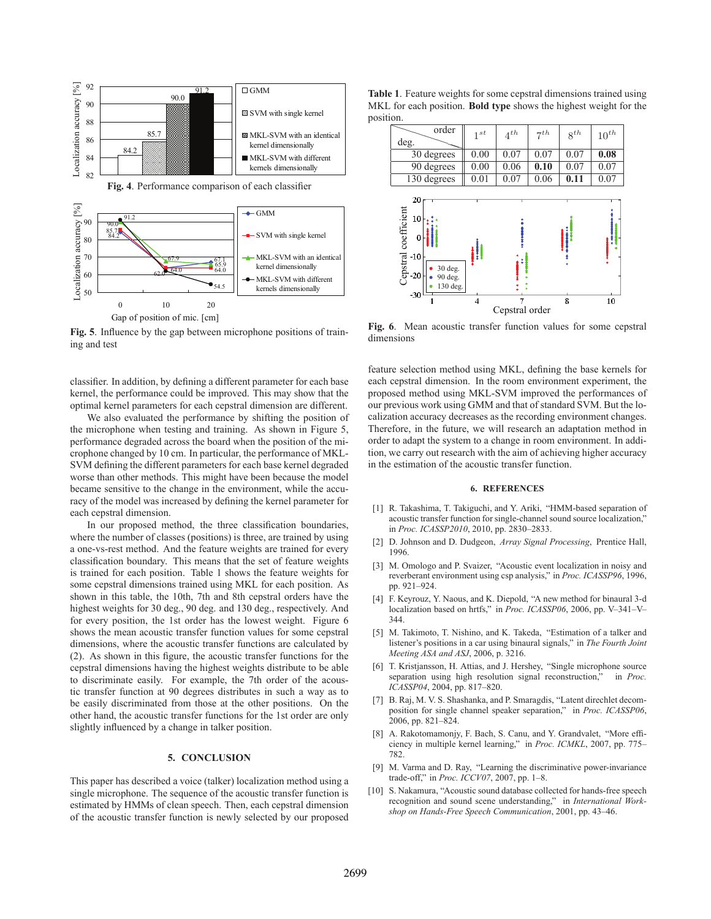92
90
88
86
84
82
Localization accuracy [%]
84.2
85.7
90.0
91.2
GMM
SVM with single kernel
MKL-SVM with an identical kernel dimensionally
MKL-SVM with different kernels dimensionally

**Fig. 4**. Performance comparison of each classifier

Localization accuracy [%]
90
80
70
60
50
0
10
20
Gap of position of mic. [cm]
91.2
90.0
85.7
84.2
67.9
62.0
64.0
67.1
65.9
64.0
54.5
GMM
SVM with single kernel
MKL-SVM with an identical kernel dimensionally
MKL-SVM with different kernels dimensionally

**Fig. 5**. Influence by the gap between microphone positions of training and test

classifier. In addition, by defining a different parameter for each base kernel, the performance could be improved. This may show that the optimal kernel parameters for each cepstral dimension are different.

We also evaluated the performance by shifting the position of the microphone when testing and training. As shown in Figure 5, performance degraded across the board when the position of the microphone changed by 10 cm. In particular, the performance of MKL-SVM defining the different parameters for each base kernel degraded worse than other methods. This might have been because the model became sensitive to the change in the environment, while the accuracy of the model was increased by defining the kernel parameter for each cepstral dimension.

In our proposed method, the three classification boundaries, where the number of classes (positions) is three, are trained by using a one-vs-rest method. And the feature weights are trained for every classification boundary. This means that the set of feature weights is trained for each position. Table 1 shows the feature weights for some cepstral dimensions trained using MKL for each position. As shown in this table, the 10th, 7th and 8th cepstral orders have the highest weights for 30 deg., 90 deg. and 130 deg., respectively. And for every position, the 1st order has the lowest weight. Figure 6 shows the mean acoustic transfer function values for some cepstral dimensions, where the acoustic transfer functions are calculated by (2). As shown in this figure, the acoustic transfer functions for the cepstral dimensions having the highest weights distribute to be able to discriminate easily. For example, the 7th order of the acoustic transfer function at 90 degrees distributes in such a way as to be easily discriminated from those at the other positions. On the other hand, the acoustic transfer functions for the 1st order are only slightly influenced by a change in talker position.

## 5. CONCLUSION

This paper has described a voice (talker) localization method using a single microphone. The sequence of the acoustic transfer function is estimated by HMMs of clean speech. Then, each cepstral dimension of the acoustic transfer function is newly selected by our proposed feature selection method using MKL, defining the base kernels for each cepstral dimension. In the room environment experiment, the proposed method using MKL-SVM improved the performances of our previous work using GMM and that of standard SVM. But the localization accuracy decreases as the recording environment changes. Therefore, in the future, we will research an adaptation method in order to adapt the system to a change in room environment. In addition, we carry out research with the aim of achieving higher accuracy in the estimation of the acoustic transfer function.

**Table 1**. Feature weights for some cepstral dimensions trained using MKL for each position. **Bold type** shows the highest weight for the position.

| deg. \ order | $1^{st}$ | $4^{th}$ | $7^{th}$ | $8^{th}$ | $10^{th}$ |
|---|---|---|---|---|---|
| 30 degrees | 0.00 | 0.07 | 0.07 | 0.07 | **0.08** |
| 90 degrees | 0.00 | 0.06 | **0.10** | 0.07 | 0.07 |
| 130 degrees | 0.01 | 0.07 | 0.06 | **0.11** | 0.07 |

Cepstral coefficient
20
10
0
-10
-20
-30
1
4
7
8
10
Cepstral order
30 deg.
90 deg.
130 deg.

**Fig. 6**. Mean acoustic transfer function values for some cepstral dimensions

## 6. REFERENCES

[1] R. Takashima, T. Takiguchi, and Y. Ariki, "HMM-based separation of acoustic transfer function for single-channel sound source localization," in *Proc. ICASSP2010*, 2010, pp. 2830–2833.

[2] D. Johnson and D. Dudgeon, *Array Signal Processing*, Prentice Hall, 1996.

[3] M. Omologo and P. Svaizer, "Acoustic event localization in noisy and reverberant environment using csp analysis," in *Proc. ICASSP96*, 1996, pp. 921–924.

[4] F. Keyrouz, Y. Naous, and K. Diepold, "A new method for binaural 3-d localization based on hrtfs," in *Proc. ICASSP06*, 2006, pp. V–341–V–344.

[5] M. Takimoto, T. Nishino, and K. Takeda, "Estimation of a talker and listener's positions in a car using binaural signals," in *The Fourth Joint Meeting ASA and ASJ*, 2006, p. 3216.

[6] T. Kristjansson, H. Attias, and J. Hershey, "Single microphone source separation using high resolution signal reconstruction," in *Proc. ICASSP04*, 2004, pp. 817–820.

[7] B. Raj, M. V. S. Shashanka, and P. Smaragdis, "Latent direchlet decomposition for single channel speaker separation," in *Proc. ICASSP06*, 2006, pp. 821–824.

[8] A. Rakotomamonjy, F. Bach, S. Canu, and Y. Grandvalet, "More efficiency in multiple kernel learning," in *Proc. ICMKL*, 2007, pp. 775–782.

[9] M. Varma and D. Ray, "Learning the discriminative power-invariance trade-off," in *Proc. ICCV07*, 2007, pp. 1–8.

[10] S. Nakamura, "Acoustic sound database collected for hands-free speech recognition and sound scene understanding," in *International Workshop on Hands-Free Speech Communication*, 2001, pp. 43–46.